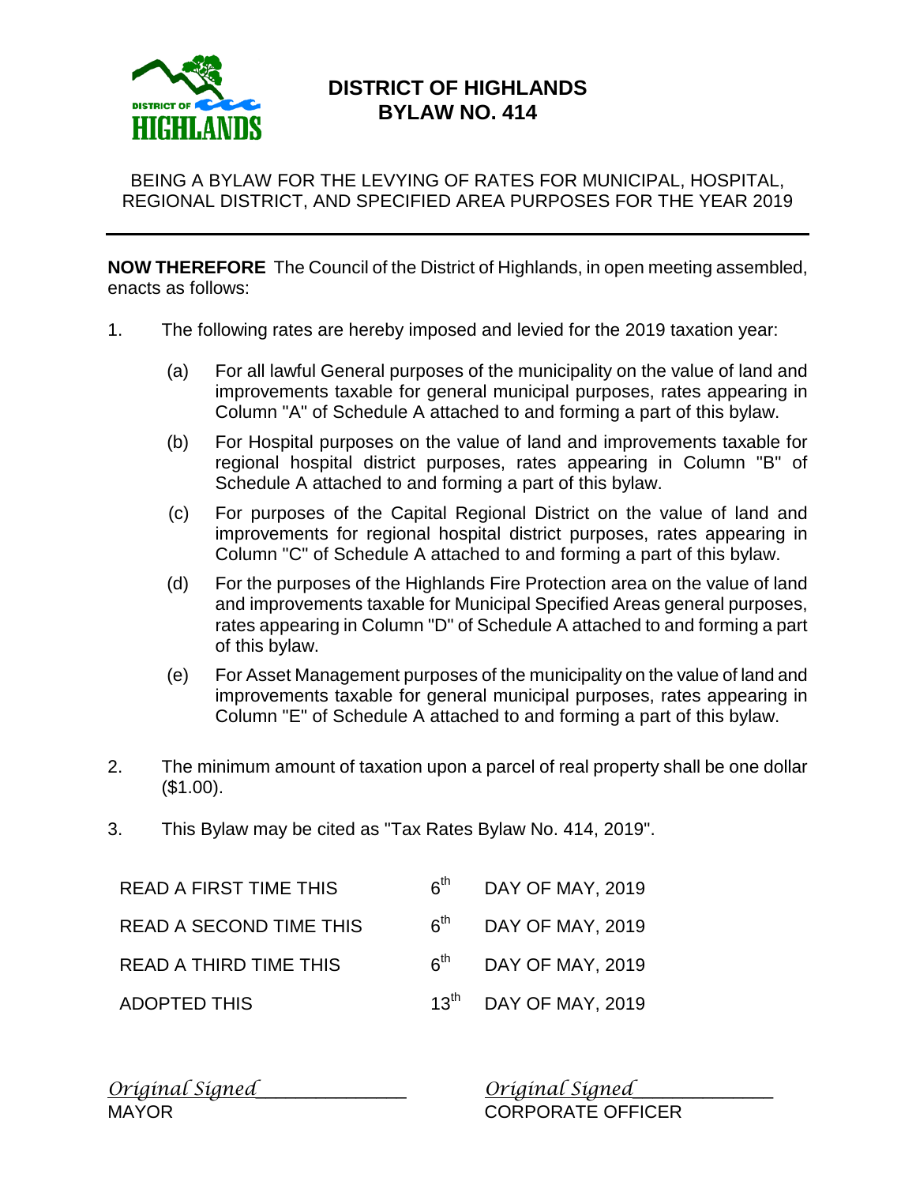# DISTRICT OF HIGHLANDS
# BYLAW NO. 414

BEING A BYLAW FOR THE LEVYING OF RATES FOR MUNICIPAL, HOSPITAL, REGIONAL DISTRICT, AND SPECIFIED AREA PURPOSES FOR THE YEAR 2019

---

**NOW THEREFORE** The Council of the District of Highlands, in open meeting assembled, enacts as follows:

1. The following rates are hereby imposed and levied for the 2019 taxation year:

   (a) For all lawful General purposes of the municipality on the value of land and improvements taxable for general municipal purposes, rates appearing in Column "A" of Schedule A attached to and forming a part of this bylaw.

   (b) For Hospital purposes on the value of land and improvements taxable for regional hospital district purposes, rates appearing in Column "B" of Schedule A attached to and forming a part of this bylaw.

   (c) For purposes of the Capital Regional District on the value of land and improvements for regional hospital district purposes, rates appearing in Column "C" of Schedule A attached to and forming a part of this bylaw.

   (d) For the purposes of the Highlands Fire Protection area on the value of land and improvements taxable for Municipal Specified Areas general purposes, rates appearing in Column "D" of Schedule A attached to and forming a part of this bylaw.

   (e) For Asset Management purposes of the municipality on the value of land and improvements taxable for general municipal purposes, rates appearing in Column "E" of Schedule A attached to and forming a part of this bylaw.

2. The minimum amount of taxation upon a parcel of real property shall be one dollar ($1.00).

3. This Bylaw may be cited as "Tax Rates Bylaw No. 414, 2019".

| | | |
|---|---|---|
| READ A FIRST TIME THIS | 6th | DAY OF MAY, 2019 |
| READ A SECOND TIME THIS | 6th | DAY OF MAY, 2019 |
| READ A THIRD TIME THIS | 6th | DAY OF MAY, 2019 |
| ADOPTED THIS | 13th | DAY OF MAY, 2019 |

*Original Signed*
MAYOR

*Original Signed*
CORPORATE OFFICER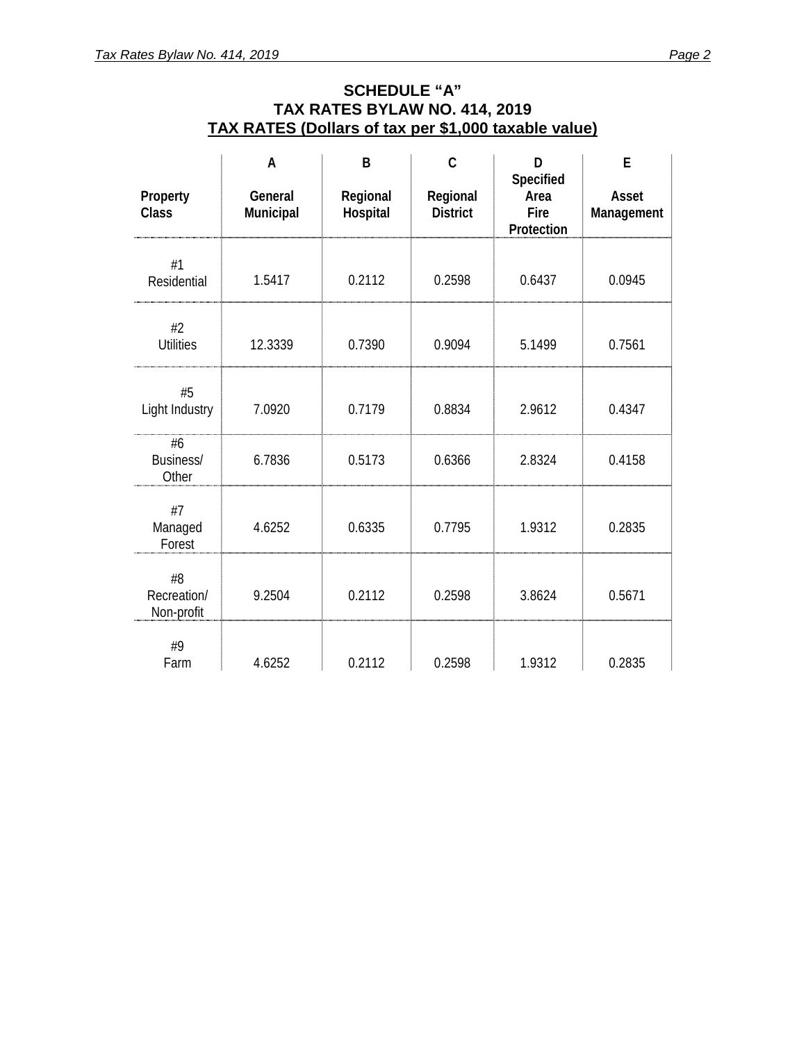## SCHEDULE "A"
## TAX RATES BYLAW NO. 414, 2019
## TAX RATES (Dollars of tax per $1,000 taxable value)

| Property Class | A<br>General Municipal | B<br>Regional Hospital | C<br>Regional District | D<br>Specified Area Fire Protection | E<br>Asset Management |
|---|---|---|---|---|---|
| #1 Residential | 1.5417 | 0.2112 | 0.2598 | 0.6437 | 0.0945 |
| #2 Utilities | 12.3339 | 0.7390 | 0.9094 | 5.1499 | 0.7561 |
| #5 Light Industry | 7.0920 | 0.7179 | 0.8834 | 2.9612 | 0.4347 |
| #6 Business/ Other | 6.7836 | 0.5173 | 0.6366 | 2.8324 | 0.4158 |
| #7 Managed Forest | 4.6252 | 0.6335 | 0.7795 | 1.9312 | 0.2835 |
| #8 Recreation/ Non-profit | 9.2504 | 0.2112 | 0.2598 | 3.8624 | 0.5671 |
| #9 Farm | 4.6252 | 0.2112 | 0.2598 | 1.9312 | 0.2835 |